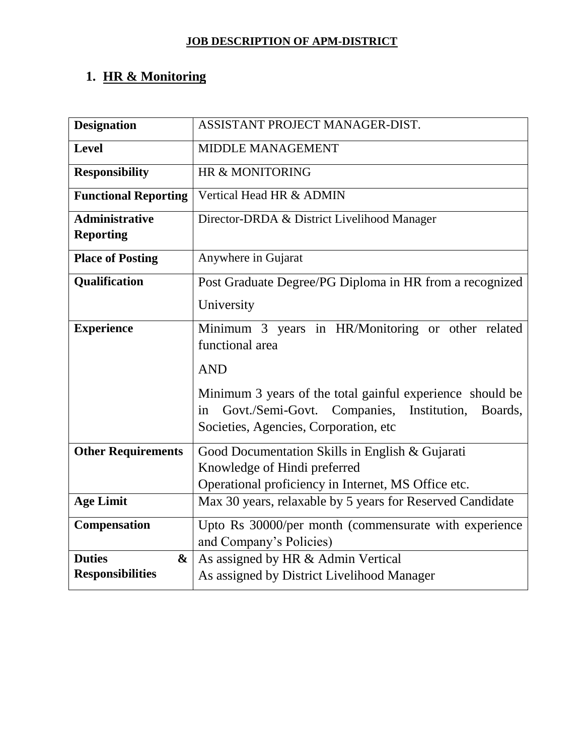# JOB DESCRIPTION OF APM-DISTRICT

## 1. HR & Monitoring

| **Designation** | ASSISTANT PROJECT MANAGER-DIST. |
|---|---|
| **Level** | MIDDLE MANAGEMENT |
| **Responsibility** | HR & MONITORING |
| **Functional Reporting** | Vertical Head HR & ADMIN |
| **Administrative Reporting** | Director-DRDA & District Livelihood Manager |
| **Place of Posting** | Anywhere in Gujarat |
| **Qualification** | Post Graduate Degree/PG Diploma in HR from a recognized University |
| **Experience** | Minimum 3 years in HR/Monitoring or other related functional area<br><br>AND<br><br>Minimum 3 years of the total gainful experience should be in Govt./Semi-Govt. Companies, Institution, Boards, Societies, Agencies, Corporation, etc |
| **Other Requirements** | Good Documentation Skills in English & Gujarati<br>Knowledge of Hindi preferred<br>Operational proficiency in Internet, MS Office etc. |
| **Age Limit** | Max 30 years, relaxable by 5 years for Reserved Candidate |
| **Compensation** | Upto Rs 30000/per month (commensurate with experience and Company's Policies) |
| **Duties & Responsibilities** | As assigned by HR & Admin Vertical<br>As assigned by District Livelihood Manager |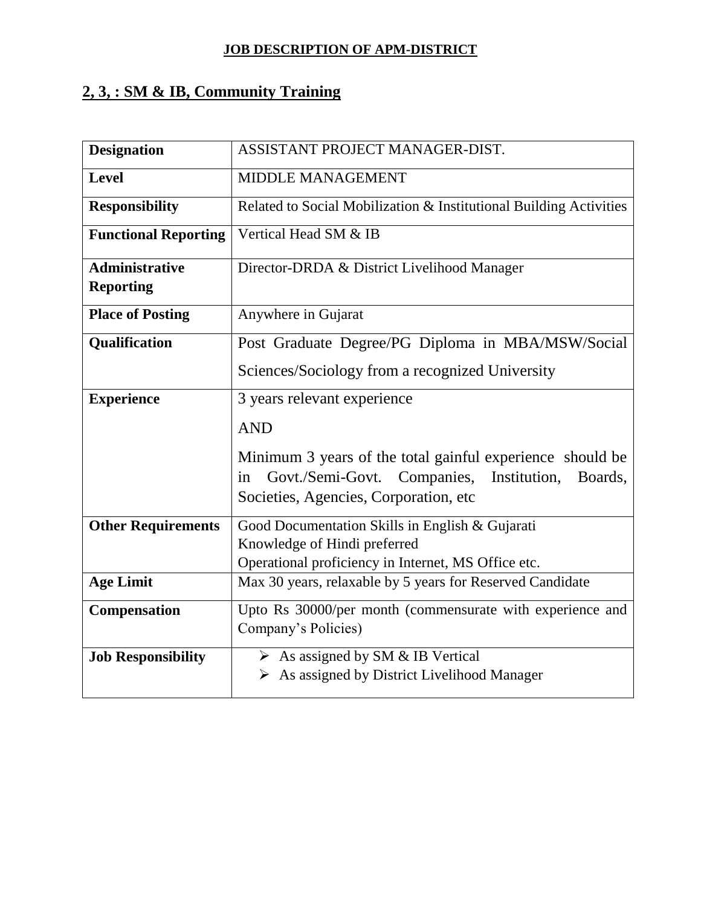**JOB DESCRIPTION OF APM-DISTRICT**

## 2, 3, : SM & IB, Community Training

| **Designation** | ASSISTANT PROJECT MANAGER-DIST. |
|---|---|
| **Level** | MIDDLE MANAGEMENT |
| **Responsibility** | Related to Social Mobilization & Institutional Building Activities |
| **Functional Reporting** | Vertical Head SM & IB |
| **Administrative Reporting** | Director-DRDA & District Livelihood Manager |
| **Place of Posting** | Anywhere in Gujarat |
| **Qualification** | Post Graduate Degree/PG Diploma in MBA/MSW/Social Sciences/Sociology from a recognized University |
| **Experience** | 3 years relevant experience<br>AND<br>Minimum 3 years of the total gainful experience should be in Govt./Semi-Govt. Companies, Institution, Boards, Societies, Agencies, Corporation, etc |
| **Other Requirements** | Good Documentation Skills in English & Gujarati<br>Knowledge of Hindi preferred<br>Operational proficiency in Internet, MS Office etc. |
| **Age Limit** | Max 30 years, relaxable by 5 years for Reserved Candidate |
| **Compensation** | Upto Rs 30000/per month (commensurate with experience and Company's Policies) |
| **Job Responsibility** | ➢ As assigned by SM & IB Vertical<br>➢ As assigned by District Livelihood Manager |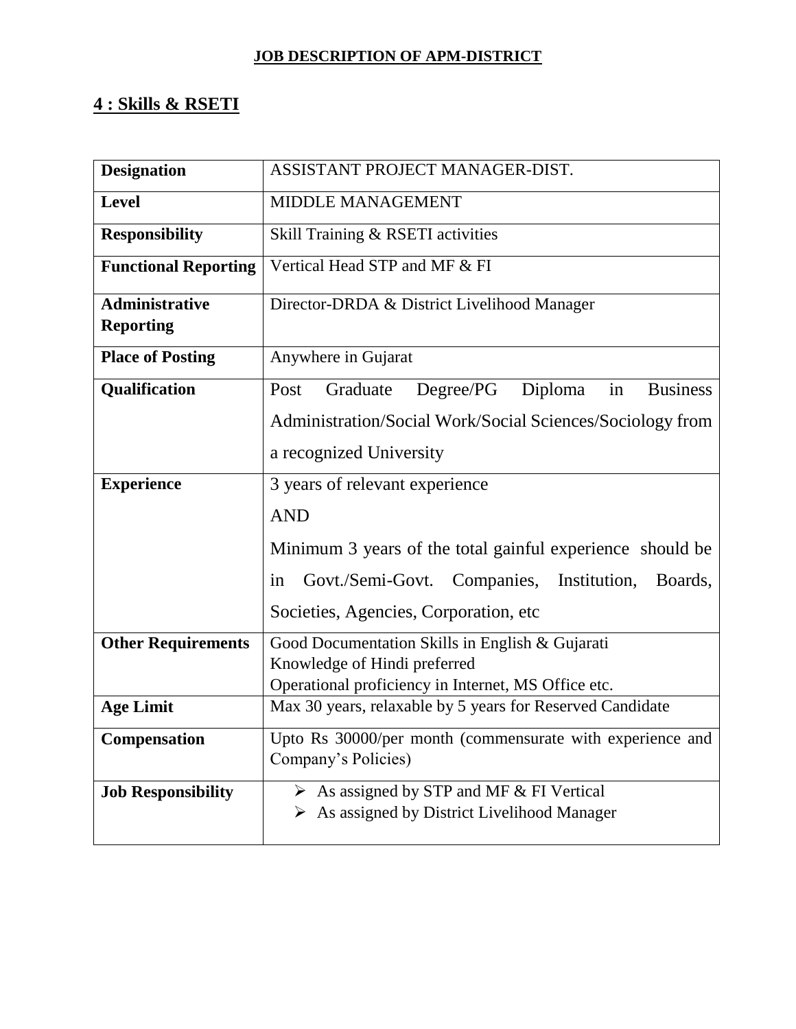**JOB DESCRIPTION OF APM-DISTRICT**

## 4 : Skills & RSETI

| | |
|---|---|
| **Designation** | ASSISTANT PROJECT MANAGER-DIST. |
| **Level** | MIDDLE MANAGEMENT |
| **Responsibility** | Skill Training & RSETI activities |
| **Functional Reporting** | Vertical Head STP and MF & FI |
| **Administrative Reporting** | Director-DRDA & District Livelihood Manager |
| **Place of Posting** | Anywhere in Gujarat |
| **Qualification** | Post Graduate Degree/PG Diploma in Business Administration/Social Work/Social Sciences/Sociology from a recognized University |
| **Experience** | 3 years of relevant experience<br>AND<br>Minimum 3 years of the total gainful experience should be in Govt./Semi-Govt. Companies, Institution, Boards, Societies, Agencies, Corporation, etc |
| **Other Requirements** | Good Documentation Skills in English & Gujarati<br>Knowledge of Hindi preferred<br>Operational proficiency in Internet, MS Office etc. |
| **Age Limit** | Max 30 years, relaxable by 5 years for Reserved Candidate |
| **Compensation** | Upto Rs 30000/per month (commensurate with experience and Company's Policies) |
| **Job Responsibility** | ➢ As assigned by STP and MF & FI Vertical<br>➢ As assigned by District Livelihood Manager |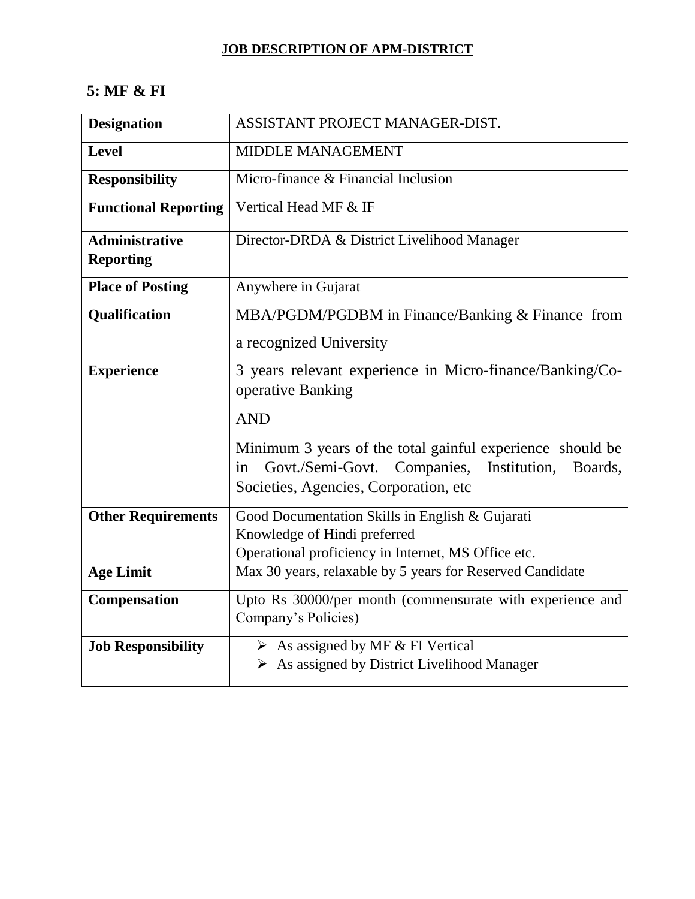**JOB DESCRIPTION OF APM-DISTRICT**

## 5: MF & FI

| **Designation** | ASSISTANT PROJECT MANAGER-DIST. |
|---|---|
| **Level** | MIDDLE MANAGEMENT |
| **Responsibility** | Micro-finance & Financial Inclusion |
| **Functional Reporting** | Vertical Head MF & IF |
| **Administrative Reporting** | Director-DRDA & District Livelihood Manager |
| **Place of Posting** | Anywhere in Gujarat |
| **Qualification** | MBA/PGDM/PGDBM in Finance/Banking & Finance from a recognized University |
| **Experience** | 3 years relevant experience in Micro-finance/Banking/Co-operative Banking<br><br>AND<br><br>Minimum 3 years of the total gainful experience should be in Govt./Semi-Govt. Companies, Institution, Boards, Societies, Agencies, Corporation, etc |
| **Other Requirements** | Good Documentation Skills in English & Gujarati<br>Knowledge of Hindi preferred<br>Operational proficiency in Internet, MS Office etc. |
| **Age Limit** | Max 30 years, relaxable by 5 years for Reserved Candidate |
| **Compensation** | Upto Rs 30000/per month (commensurate with experience and Company's Policies) |
| **Job Responsibility** | ➢ As assigned by MF & FI Vertical<br>➢ As assigned by District Livelihood Manager |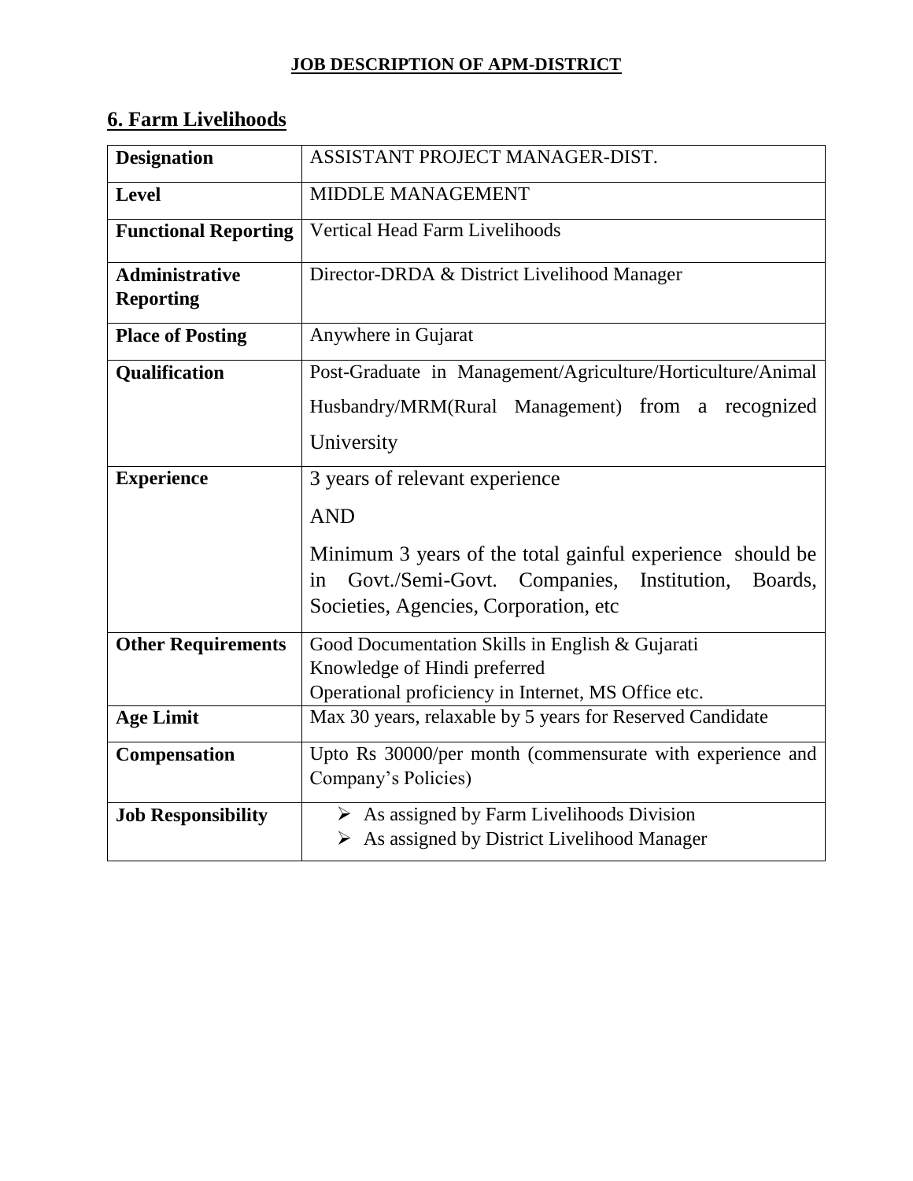**JOB DESCRIPTION OF APM-DISTRICT**

## 6. Farm Livelihoods

| **Designation** | ASSISTANT PROJECT MANAGER-DIST. |
|---|---|
| **Level** | MIDDLE MANAGEMENT |
| **Functional Reporting** | Vertical Head Farm Livelihoods |
| **Administrative Reporting** | Director-DRDA & District Livelihood Manager |
| **Place of Posting** | Anywhere in Gujarat |
| **Qualification** | Post-Graduate in Management/Agriculture/Horticulture/Animal Husbandry/MRM(Rural Management) from a recognized University |
| **Experience** | 3 years of relevant experience<br>AND<br>Minimum 3 years of the total gainful experience should be in Govt./Semi-Govt. Companies, Institution, Boards, Societies, Agencies, Corporation, etc |
| **Other Requirements** | Good Documentation Skills in English & Gujarati<br>Knowledge of Hindi preferred<br>Operational proficiency in Internet, MS Office etc. |
| **Age Limit** | Max 30 years, relaxable by 5 years for Reserved Candidate |
| **Compensation** | Upto Rs 30000/per month (commensurate with experience and Company's Policies) |
| **Job Responsibility** | ➢ As assigned by Farm Livelihoods Division<br>➢ As assigned by District Livelihood Manager |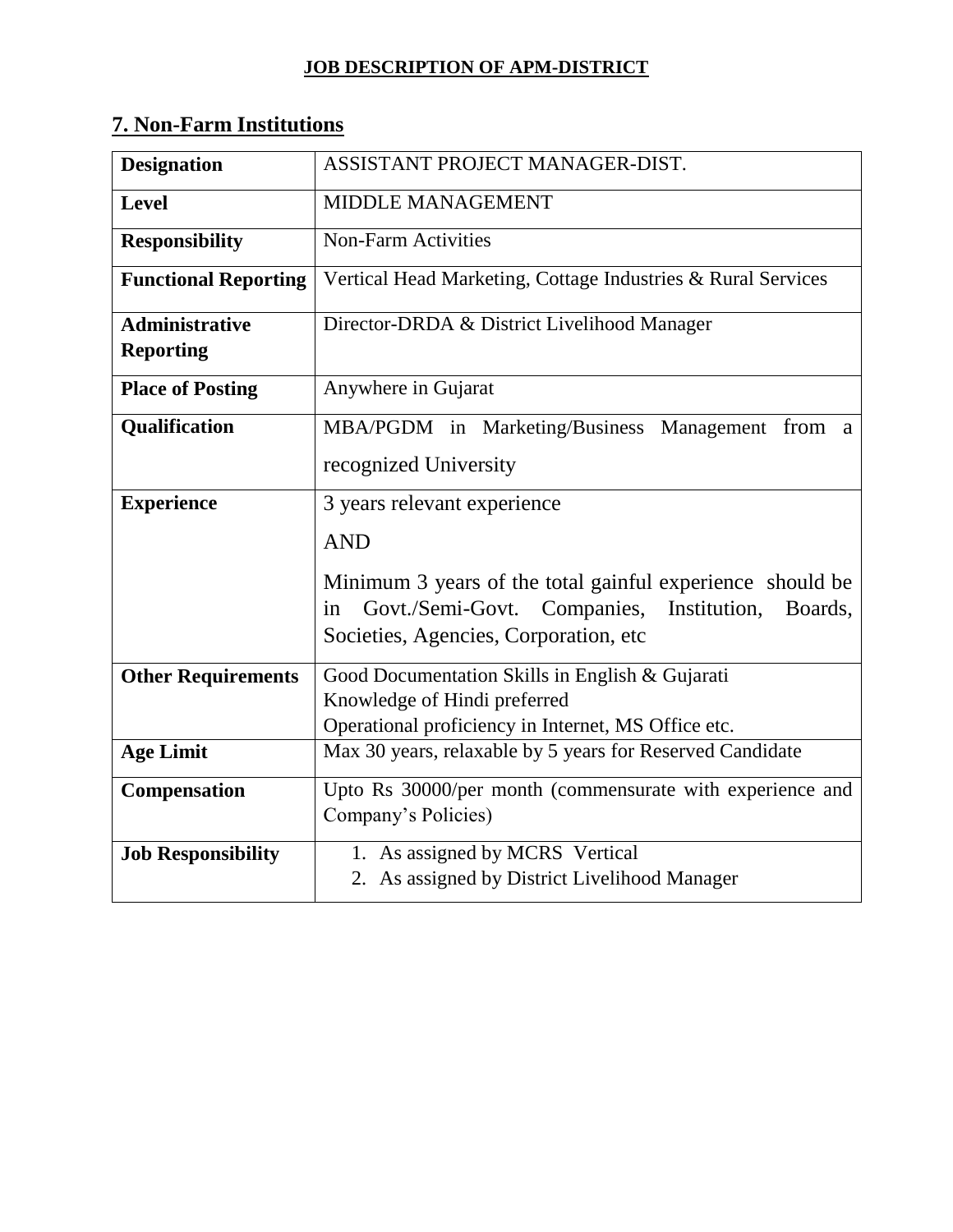**JOB DESCRIPTION OF APM-DISTRICT**

## 7. Non-Farm Institutions

| **Designation** | ASSISTANT PROJECT MANAGER-DIST. |
|---|---|
| **Level** | MIDDLE MANAGEMENT |
| **Responsibility** | Non-Farm Activities |
| **Functional Reporting** | Vertical Head Marketing, Cottage Industries & Rural Services |
| **Administrative Reporting** | Director-DRDA & District Livelihood Manager |
| **Place of Posting** | Anywhere in Gujarat |
| **Qualification** | MBA/PGDM in Marketing/Business Management from a recognized University |
| **Experience** | 3 years relevant experience<br>AND<br>Minimum 3 years of the total gainful experience should be in Govt./Semi-Govt. Companies, Institution, Boards, Societies, Agencies, Corporation, etc |
| **Other Requirements** | Good Documentation Skills in English & Gujarati<br>Knowledge of Hindi preferred<br>Operational proficiency in Internet, MS Office etc. |
| **Age Limit** | Max 30 years, relaxable by 5 years for Reserved Candidate |
| **Compensation** | Upto Rs 30000/per month (commensurate with experience and Company's Policies) |
| **Job Responsibility** | 1. As assigned by MCRS Vertical<br>2. As assigned by District Livelihood Manager |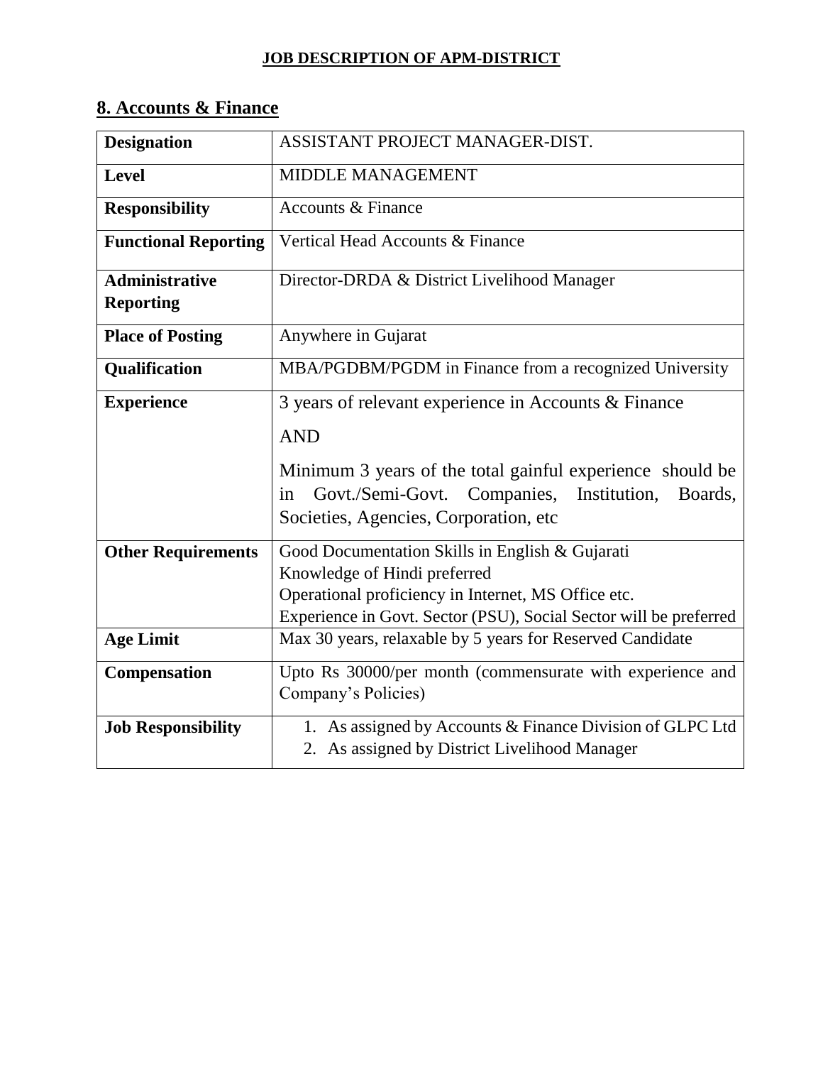**JOB DESCRIPTION OF APM-DISTRICT**

## 8. Accounts & Finance

| | |
|---|---|
| **Designation** | ASSISTANT PROJECT MANAGER-DIST. |
| **Level** | MIDDLE MANAGEMENT |
| **Responsibility** | Accounts & Finance |
| **Functional Reporting** | Vertical Head Accounts & Finance |
| **Administrative Reporting** | Director-DRDA & District Livelihood Manager |
| **Place of Posting** | Anywhere in Gujarat |
| **Qualification** | MBA/PGDBM/PGDM in Finance from a recognized University |
| **Experience** | 3 years of relevant experience in Accounts & Finance<br>AND<br>Minimum 3 years of the total gainful experience should be in Govt./Semi-Govt. Companies, Institution, Boards, Societies, Agencies, Corporation, etc |
| **Other Requirements** | Good Documentation Skills in English & Gujarati<br>Knowledge of Hindi preferred<br>Operational proficiency in Internet, MS Office etc.<br>Experience in Govt. Sector (PSU), Social Sector will be preferred |
| **Age Limit** | Max 30 years, relaxable by 5 years for Reserved Candidate |
| **Compensation** | Upto Rs 30000/per month (commensurate with experience and Company's Policies) |
| **Job Responsibility** | 1. As assigned by Accounts & Finance Division of GLPC Ltd<br>2. As assigned by District Livelihood Manager |